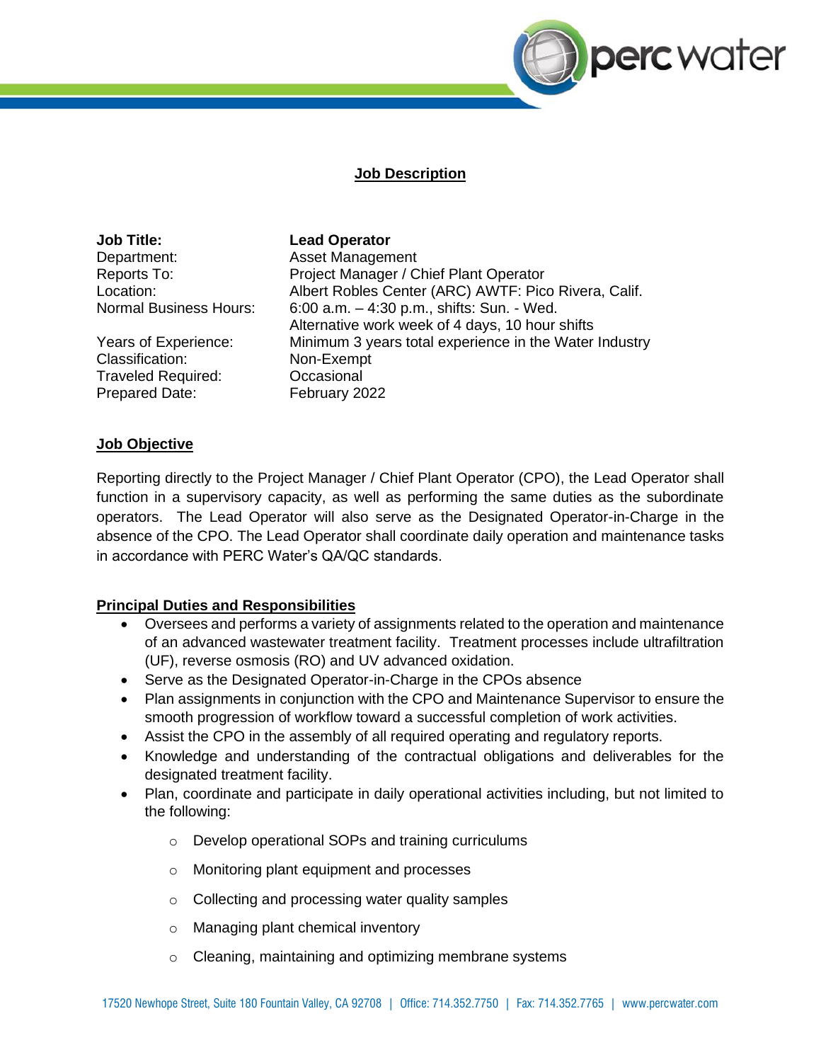## Job Description

| | |
|---|---|
| **Job Title:** | **Lead Operator** |
| Department: | Asset Management |
| Reports To: | Project Manager / Chief Plant Operator |
| Location: | Albert Robles Center (ARC) AWTF: Pico Rivera, Calif. |
| Normal Business Hours: | 6:00 a.m. – 4:30 p.m., shifts: Sun. - Wed. Alternative work week of 4 days, 10 hour shifts |
| Years of Experience: | Minimum 3 years total experience in the Water Industry |
| Classification: | Non-Exempt |
| Traveled Required: | Occasional |
| Prepared Date: | February 2022 |

### Job Objective

Reporting directly to the Project Manager / Chief Plant Operator (CPO), the Lead Operator shall function in a supervisory capacity, as well as performing the same duties as the subordinate operators. The Lead Operator will also serve as the Designated Operator-in-Charge in the absence of the CPO. The Lead Operator shall coordinate daily operation and maintenance tasks in accordance with PERC Water's QA/QC standards.

### Principal Duties and Responsibilities

- Oversees and performs a variety of assignments related to the operation and maintenance of an advanced wastewater treatment facility. Treatment processes include ultrafiltration (UF), reverse osmosis (RO) and UV advanced oxidation.
- Serve as the Designated Operator-in-Charge in the CPOs absence
- Plan assignments in conjunction with the CPO and Maintenance Supervisor to ensure the smooth progression of workflow toward a successful completion of work activities.
- Assist the CPO in the assembly of all required operating and regulatory reports.
- Knowledge and understanding of the contractual obligations and deliverables for the designated treatment facility.
- Plan, coordinate and participate in daily operational activities including, but not limited to the following:
    - Develop operational SOPs and training curriculums
    - Monitoring plant equipment and processes
    - Collecting and processing water quality samples
    - Managing plant chemical inventory
    - Cleaning, maintaining and optimizing membrane systems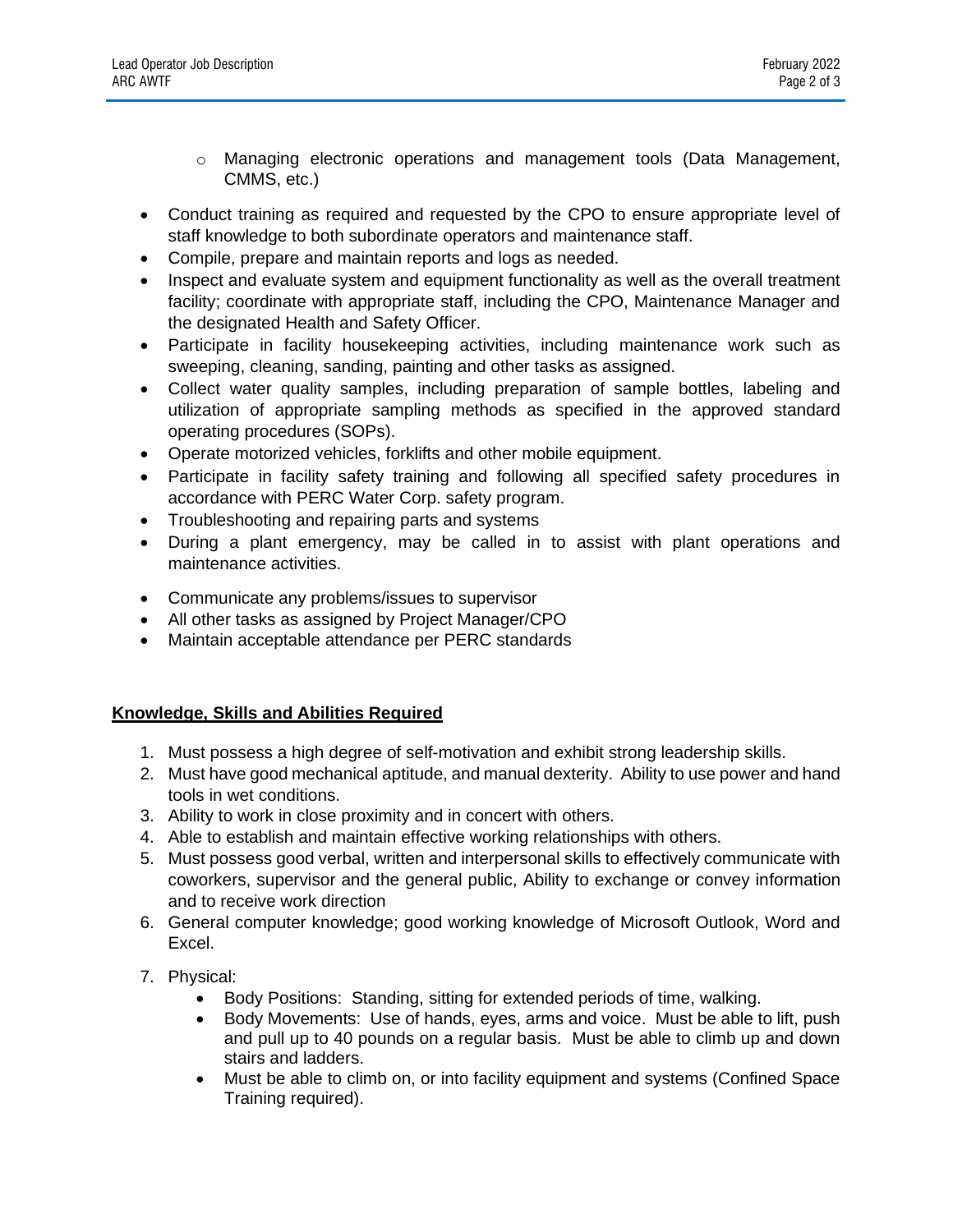- Managing electronic operations and management tools (Data Management, CMMS, etc.)
- Conduct training as required and requested by the CPO to ensure appropriate level of staff knowledge to both subordinate operators and maintenance staff.
- Compile, prepare and maintain reports and logs as needed.
- Inspect and evaluate system and equipment functionality as well as the overall treatment facility; coordinate with appropriate staff, including the CPO, Maintenance Manager and the designated Health and Safety Officer.
- Participate in facility housekeeping activities, including maintenance work such as sweeping, cleaning, sanding, painting and other tasks as assigned.
- Collect water quality samples, including preparation of sample bottles, labeling and utilization of appropriate sampling methods as specified in the approved standard operating procedures (SOPs).
- Operate motorized vehicles, forklifts and other mobile equipment.
- Participate in facility safety training and following all specified safety procedures in accordance with PERC Water Corp. safety program.
- Troubleshooting and repairing parts and systems
- During a plant emergency, may be called in to assist with plant operations and maintenance activities.
- Communicate any problems/issues to supervisor
- All other tasks as assigned by Project Manager/CPO
- Maintain acceptable attendance per PERC standards

**Knowledge, Skills and Abilities Required**

1. Must possess a high degree of self-motivation and exhibit strong leadership skills.
2. Must have good mechanical aptitude, and manual dexterity. Ability to use power and hand tools in wet conditions.
3. Ability to work in close proximity and in concert with others.
4. Able to establish and maintain effective working relationships with others.
5. Must possess good verbal, written and interpersonal skills to effectively communicate with coworkers, supervisor and the general public, Ability to exchange or convey information and to receive work direction
6. General computer knowledge; good working knowledge of Microsoft Outlook, Word and Excel.
7. Physical:
    - Body Positions: Standing, sitting for extended periods of time, walking.
    - Body Movements: Use of hands, eyes, arms and voice. Must be able to lift, push and pull up to 40 pounds on a regular basis. Must be able to climb up and down stairs and ladders.
    - Must be able to climb on, or into facility equipment and systems (Confined Space Training required).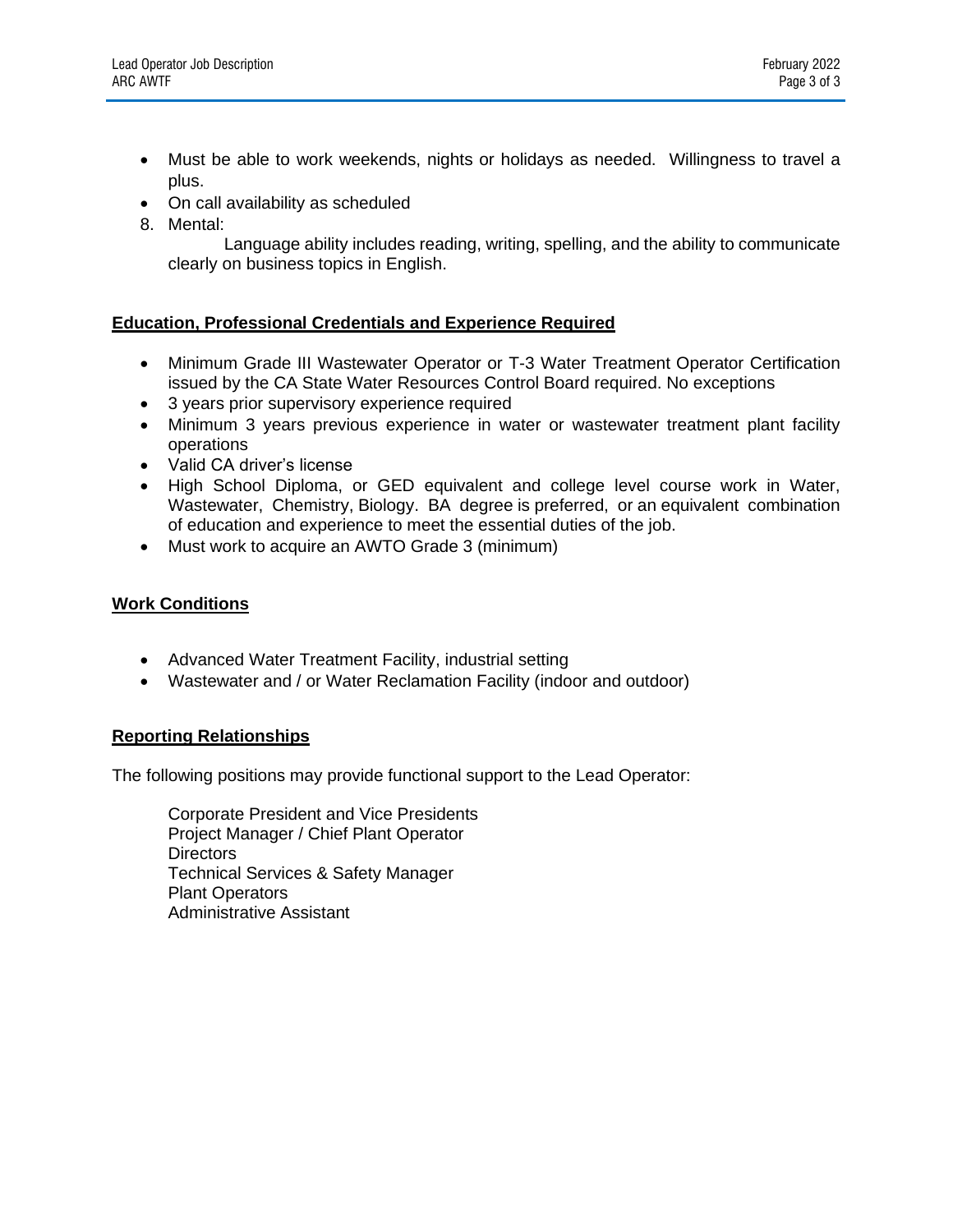- Must be able to work weekends, nights or holidays as needed. Willingness to travel a plus.
- On call availability as scheduled

8. Mental:

   Language ability includes reading, writing, spelling, and the ability to communicate clearly on business topics in English.

## Education, Professional Credentials and Experience Required

- Minimum Grade III Wastewater Operator or T-3 Water Treatment Operator Certification issued by the CA State Water Resources Control Board required. No exceptions
- 3 years prior supervisory experience required
- Minimum 3 years previous experience in water or wastewater treatment plant facility operations
- Valid CA driver's license
- High School Diploma, or GED equivalent and college level course work in Water, Wastewater, Chemistry, Biology. BA degree is preferred, or an equivalent combination of education and experience to meet the essential duties of the job.
- Must work to acquire an AWTO Grade 3 (minimum)

## Work Conditions

- Advanced Water Treatment Facility, industrial setting
- Wastewater and / or Water Reclamation Facility (indoor and outdoor)

## Reporting Relationships

The following positions may provide functional support to the Lead Operator:

Corporate President and Vice Presidents
Project Manager / Chief Plant Operator
Directors
Technical Services & Safety Manager
Plant Operators
Administrative Assistant